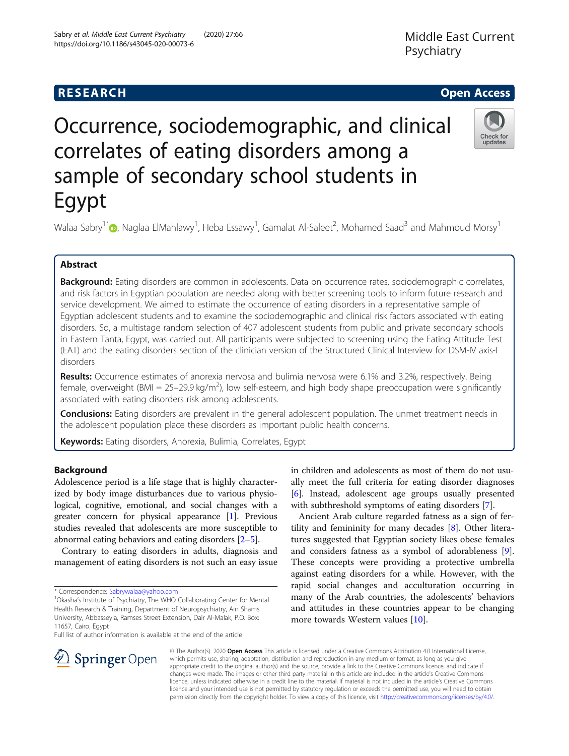RESEARCH

Open Access

# Occurrence, sociodemographic, and clinical correlates of eating disorders among a sample of secondary school students in Egypt

Walaa Sabry[1*], Naglaa ElMahlawy[1], Heba Essawy[1], Gamalat Al-Saleet[2], Mohamed Saad[3] and Mahmoud Morsy[1]

## Abstract

**Background:** Eating disorders are common in adolescents. Data on occurrence rates, sociodemographic correlates, and risk factors in Egyptian population are needed along with better screening tools to inform future research and service development. We aimed to estimate the occurrence of eating disorders in a representative sample of Egyptian adolescent students and to examine the sociodemographic and clinical risk factors associated with eating disorders. So, a multistage random selection of 407 adolescent students from public and private secondary schools in Eastern Tanta, Egypt, was carried out. All participants were subjected to screening using the Eating Attitude Test (EAT) and the eating disorders section of the clinician version of the Structured Clinical Interview for DSM-IV axis-I disorders

**Results:** Occurrence estimates of anorexia nervosa and bulimia nervosa were 6.1% and 3.2%, respectively. Being female, overweight (BMI = 25–29.9 kg/m$^2$), low self-esteem, and high body shape preoccupation were significantly associated with eating disorders risk among adolescents.

**Conclusions:** Eating disorders are prevalent in the general adolescent population. The unmet treatment needs in the adolescent population place these disorders as important public health concerns.

**Keywords:** Eating disorders, Anorexia, Bulimia, Correlates, Egypt

## Background

Adolescence period is a life stage that is highly characterized by body image disturbances due to various physiological, cognitive, emotional, and social changes with a greater concern for physical appearance [1]. Previous studies revealed that adolescents are more susceptible to abnormal eating behaviors and eating disorders [2–5].

Contrary to eating disorders in adults, diagnosis and management of eating disorders is not such an easy issue in children and adolescents as most of them do not usually meet the full criteria for eating disorder diagnoses [6]. Instead, adolescent age groups usually presented with subthreshold symptoms of eating disorders [7].

Ancient Arab culture regarded fatness as a sign of fertility and femininity for many decades [8]. Other literatures suggested that Egyptian society likes obese females and considers fatness as a symbol of adorableness [9]. These concepts were providing a protective umbrella against eating disorders for a while. However, with the rapid social changes and acculturation occurring in many of the Arab countries, the adolescents' behaviors and attitudes in these countries appear to be changing more towards Western values [10].

\* Correspondence: Sabrywalaa@yahoo.com

[1]Okasha's Institute of Psychiatry, The WHO Collaborating Center for Mental Health Research & Training, Department of Neuropsychiatry, Ain Shams University, Abbasseyia, Ramses Street Extension, Dair Al-Malak, P.O. Box: 11657, Cairo, Egypt

Full list of author information is available at the end of the article

© The Author(s). 2020 **Open Access** This article is licensed under a Creative Commons Attribution 4.0 International License, which permits use, sharing, adaptation, distribution and reproduction in any medium or format, as long as you give appropriate credit to the original author(s) and the source, provide a link to the Creative Commons licence, and indicate if changes were made. The images or other third party material in this article are included in the article's Creative Commons licence, unless indicated otherwise in a credit line to the material. If material is not included in the article's Creative Commons licence and your intended use is not permitted by statutory regulation or exceeds the permitted use, you will need to obtain permission directly from the copyright holder. To view a copy of this licence, visit http://creativecommons.org/licenses/by/4.0/.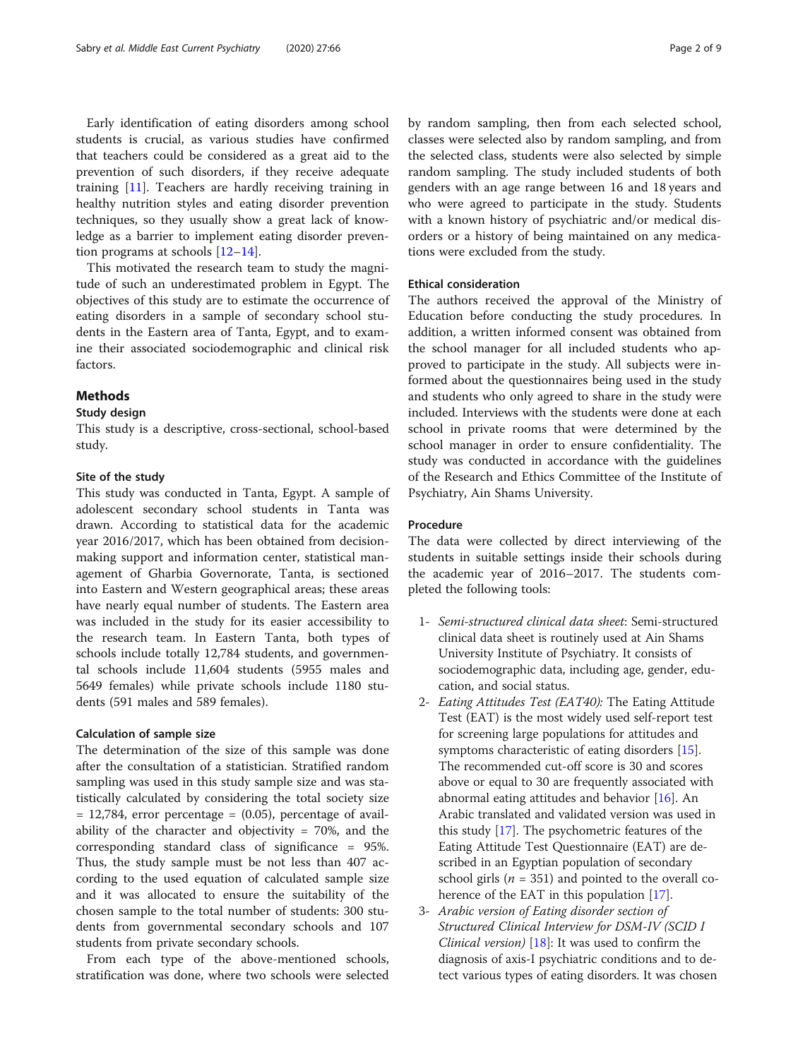Early identification of eating disorders among school students is crucial, as various studies have confirmed that teachers could be considered as a great aid to the prevention of such disorders, if they receive adequate training [11]. Teachers are hardly receiving training in healthy nutrition styles and eating disorder prevention techniques, so they usually show a great lack of knowledge as a barrier to implement eating disorder prevention programs at schools [12–14].

This motivated the research team to study the magnitude of such an underestimated problem in Egypt. The objectives of this study are to estimate the occurrence of eating disorders in a sample of secondary school students in the Eastern area of Tanta, Egypt, and to examine their associated sociodemographic and clinical risk factors.

## Methods

### Study design

This study is a descriptive, cross-sectional, school-based study.

#### Site of the study

This study was conducted in Tanta, Egypt. A sample of adolescent secondary school students in Tanta was drawn. According to statistical data for the academic year 2016/2017, which has been obtained from decision-making support and information center, statistical management of Gharbia Governorate, Tanta, is sectioned into Eastern and Western geographical areas; these areas have nearly equal number of students. The Eastern area was included in the study for its easier accessibility to the research team. In Eastern Tanta, both types of schools include totally 12,784 students, and governmental schools include 11,604 students (5955 males and 5649 females) while private schools include 1180 students (591 males and 589 females).

#### Calculation of sample size

The determination of the size of this sample was done after the consultation of a statistician. Stratified random sampling was used in this study sample size and was statistically calculated by considering the total society size = 12,784, error percentage = (0.05), percentage of availability of the character and objectivity = 70%, and the corresponding standard class of significance = 95%. Thus, the study sample must be not less than 407 according to the used equation of calculated sample size and it was allocated to ensure the suitability of the chosen sample to the total number of students: 300 students from governmental secondary schools and 107 students from private secondary schools.

From each type of the above-mentioned schools, stratification was done, where two schools were selected by random sampling, then from each selected school, classes were selected also by random sampling, and from the selected class, students were also selected by simple random sampling. The study included students of both genders with an age range between 16 and 18 years and who were agreed to participate in the study. Students with a known history of psychiatric and/or medical disorders or a history of being maintained on any medications were excluded from the study.

#### Ethical consideration

The authors received the approval of the Ministry of Education before conducting the study procedures. In addition, a written informed consent was obtained from the school manager for all included students who approved to participate in the study. All subjects were informed about the questionnaires being used in the study and students who only agreed to share in the study were included. Interviews with the students were done at each school in private rooms that were determined by the school manager in order to ensure confidentiality. The study was conducted in accordance with the guidelines of the Research and Ethics Committee of the Institute of Psychiatry, Ain Shams University.

#### Procedure

The data were collected by direct interviewing of the students in suitable settings inside their schools during the academic year of 2016–2017. The students completed the following tools:

1- *Semi-structured clinical data sheet*: Semi-structured clinical data sheet is routinely used at Ain Shams University Institute of Psychiatry. It consists of sociodemographic data, including age, gender, education, and social status.

2- *Eating Attitudes Test (EAT40):* The Eating Attitude Test (EAT) is the most widely used self-report test for screening large populations for attitudes and symptoms characteristic of eating disorders [15]. The recommended cut-off score is 30 and scores above or equal to 30 are frequently associated with abnormal eating attitudes and behavior [16]. An Arabic translated and validated version was used in this study [17]. The psychometric features of the Eating Attitude Test Questionnaire (EAT) are described in an Egyptian population of secondary school girls ($n$ = 351) and pointed to the overall coherence of the EAT in this population [17].

3- *Arabic version of Eating disorder section of Structured Clinical Interview for DSM-IV (SCID I Clinical version)* [18]: It was used to confirm the diagnosis of axis-I psychiatric conditions and to detect various types of eating disorders. It was chosen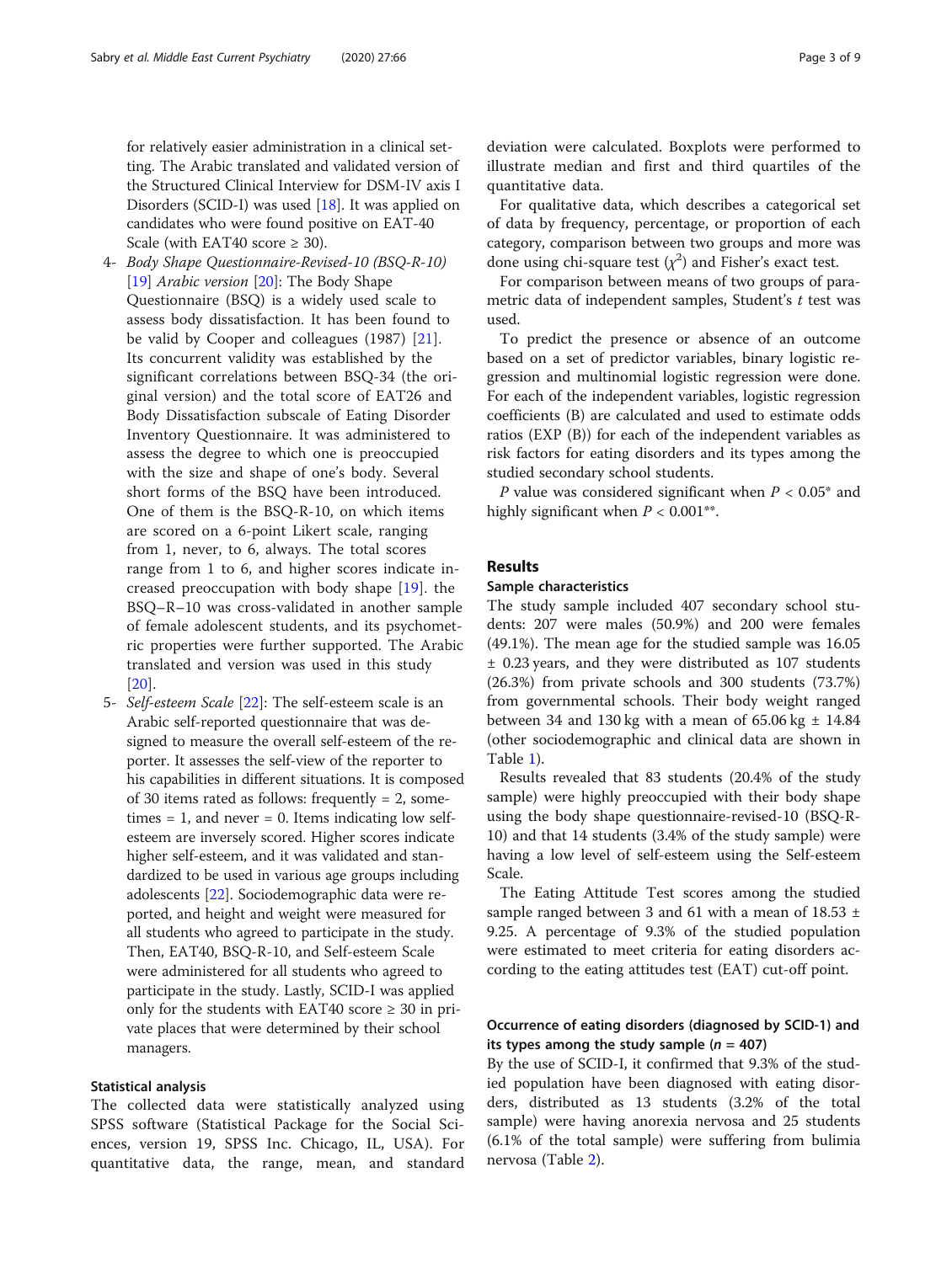for relatively easier administration in a clinical setting. The Arabic translated and validated version of the Structured Clinical Interview for DSM-IV axis I Disorders (SCID-I) was used [18]. It was applied on candidates who were found positive on EAT-40 Scale (with EAT40 score ≥ 30).

4- *Body Shape Questionnaire-Revised-10 (BSQ-R-10)* [19] *Arabic version* [20]: The Body Shape Questionnaire (BSQ) is a widely used scale to assess body dissatisfaction. It has been found to be valid by Cooper and colleagues (1987) [21]. Its concurrent validity was established by the significant correlations between BSQ-34 (the original version) and the total score of EAT26 and Body Dissatisfaction subscale of Eating Disorder Inventory Questionnaire. It was administered to assess the degree to which one is preoccupied with the size and shape of one's body. Several short forms of the BSQ have been introduced. One of them is the BSQ-R-10, on which items are scored on a 6-point Likert scale, ranging from 1, never, to 6, always. The total scores range from 1 to 6, and higher scores indicate increased preoccupation with body shape [19]. the BSQ–R–10 was cross-validated in another sample of female adolescent students, and its psychometric properties were further supported. The Arabic translated and version was used in this study [20].

5- *Self-esteem Scale* [22]: The self-esteem scale is an Arabic self-reported questionnaire that was designed to measure the overall self-esteem of the reporter. It assesses the self-view of the reporter to his capabilities in different situations. It is composed of 30 items rated as follows: frequently = 2, sometimes = 1, and never = 0. Items indicating low self-esteem are inversely scored. Higher scores indicate higher self-esteem, and it was validated and standardized to be used in various age groups including adolescents [22]. Sociodemographic data were reported, and height and weight were measured for all students who agreed to participate in the study. Then, EAT40, BSQ-R-10, and Self-esteem Scale were administered for all students who agreed to participate in the study. Lastly, SCID-I was applied only for the students with EAT40 score ≥ 30 in private places that were determined by their school managers.

### Statistical analysis

The collected data were statistically analyzed using SPSS software (Statistical Package for the Social Sciences, version 19, SPSS Inc. Chicago, IL, USA). For quantitative data, the range, mean, and standard deviation were calculated. Boxplots were performed to illustrate median and first and third quartiles of the quantitative data.

For qualitative data, which describes a categorical set of data by frequency, percentage, or proportion of each category, comparison between two groups and more was done using chi-square test ($\chi^2$) and Fisher's exact test.

For comparison between means of two groups of parametric data of independent samples, Student's *t* test was used.

To predict the presence or absence of an outcome based on a set of predictor variables, binary logistic regression and multinomial logistic regression were done. For each of the independent variables, logistic regression coefficients (B) are calculated and used to estimate odds ratios (EXP (B)) for each of the independent variables as risk factors for eating disorders and its types among the studied secondary school students.

*P* value was considered significant when $P < 0.05$* and highly significant when $P < 0.001$**.

## Results

### Sample characteristics

The study sample included 407 secondary school students: 207 were males (50.9%) and 200 were females (49.1%). The mean age for the studied sample was 16.05 ± 0.23 years, and they were distributed as 107 students (26.3%) from private schools and 300 students (73.7%) from governmental schools. Their body weight ranged between 34 and 130 kg with a mean of 65.06 kg ± 14.84 (other sociodemographic and clinical data are shown in Table 1).

Results revealed that 83 students (20.4% of the study sample) were highly preoccupied with their body shape using the body shape questionnaire-revised-10 (BSQ-R-10) and that 14 students (3.4% of the study sample) were having a low level of self-esteem using the Self-esteem Scale.

The Eating Attitude Test scores among the studied sample ranged between 3 and 61 with a mean of 18.53 ± 9.25. A percentage of 9.3% of the studied population were estimated to meet criteria for eating disorders according to the eating attitudes test (EAT) cut-off point.

### Occurrence of eating disorders (diagnosed by SCID-1) and its types among the study sample ($n = 407$)

By the use of SCID-I, it confirmed that 9.3% of the studied population have been diagnosed with eating disorders, distributed as 13 students (3.2% of the total sample) were having anorexia nervosa and 25 students (6.1% of the total sample) were suffering from bulimia nervosa (Table 2).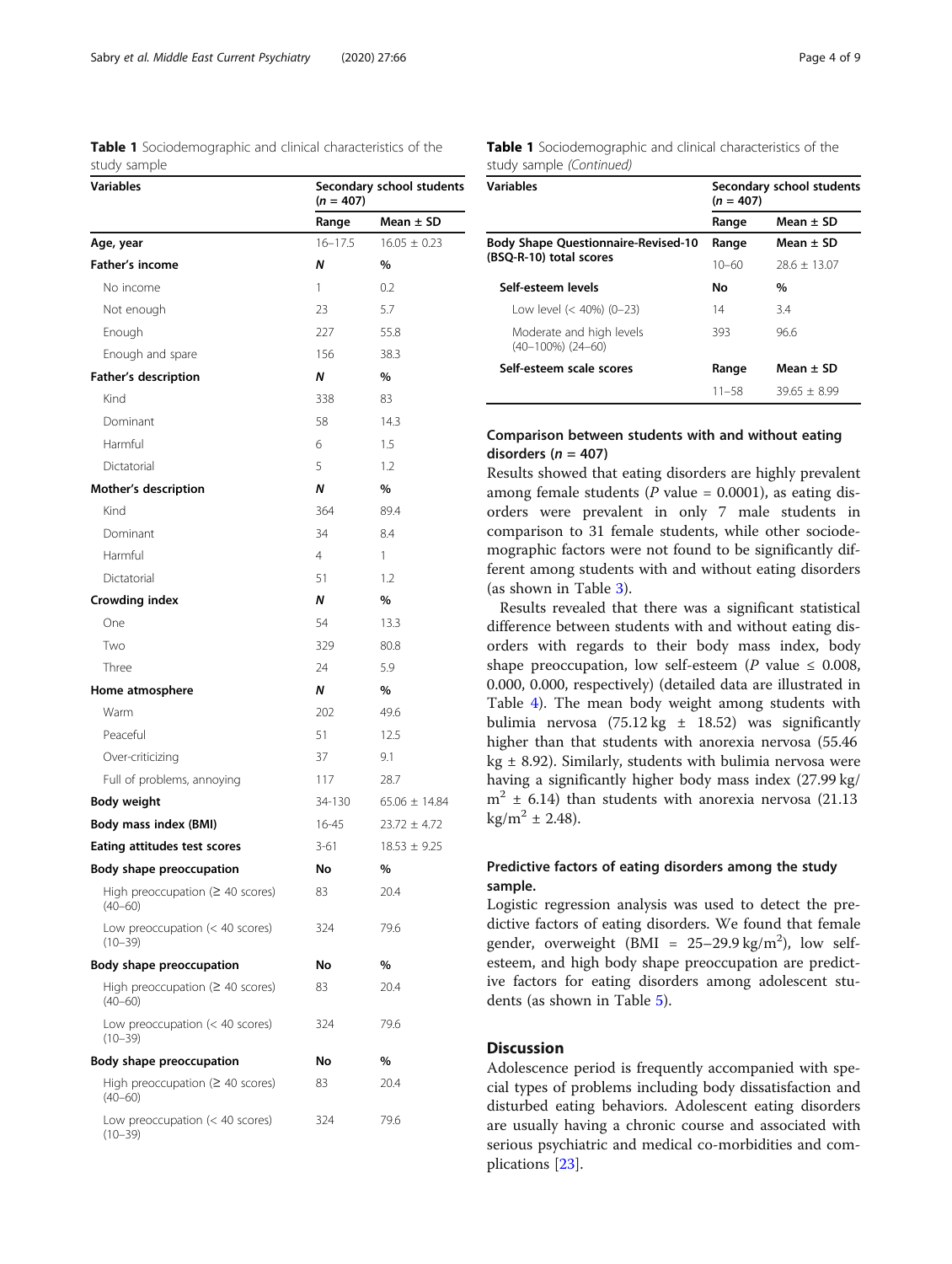**Table 1** Sociodemographic and clinical characteristics of the study sample

| Variables | Secondary school students (*n* = 407) | |
|---|---|---|
| | Range | Mean ± SD |
| **Age, year** | 16–17.5 | 16.05 ± 0.23 |
| **Father's income** | ***N*** | **%** |
| No income | 1 | 0.2 |
| Not enough | 23 | 5.7 |
| Enough | 227 | 55.8 |
| Enough and spare | 156 | 38.3 |
| **Father's description** | ***N*** | **%** |
| Kind | 338 | 83 |
| Dominant | 58 | 14.3 |
| Harmful | 6 | 1.5 |
| Dictatorial | 5 | 1.2 |
| **Mother's description** | ***N*** | **%** |
| Kind | 364 | 89.4 |
| Dominant | 34 | 8.4 |
| Harmful | 4 | 1 |
| Dictatorial | 51 | 1.2 |
| **Crowding index** | ***N*** | **%** |
| One | 54 | 13.3 |
| Two | 329 | 80.8 |
| Three | 24 | 5.9 |
| **Home atmosphere** | ***N*** | **%** |
| Warm | 202 | 49.6 |
| Peaceful | 51 | 12.5 |
| Over-criticizing | 37 | 9.1 |
| Full of problems, annoying | 117 | 28.7 |
| **Body weight** | 34-130 | 65.06 ± 14.84 |
| **Body mass index (BMI)** | 16-45 | 23.72 ± 4.72 |
| **Eating attitudes test scores** | 3-61 | 18.53 ± 9.25 |
| **Body shape preoccupation** | **No** | **%** |
| High preoccupation (≥ 40 scores) (40–60) | 83 | 20.4 |
| Low preoccupation (< 40 scores) (10–39) | 324 | 79.6 |
| **Body shape preoccupation** | **No** | **%** |
| High preoccupation (≥ 40 scores) (40–60) | 83 | 20.4 |
| Low preoccupation (< 40 scores) (10–39) | 324 | 79.6 |
| **Body shape preoccupation** | **No** | **%** |
| High preoccupation (≥ 40 scores) (40–60) | 83 | 20.4 |
| Low preoccupation (< 40 scores) (10–39) | 324 | 79.6 |
| **Body Shape Questionnaire-Revised-10 (BSQ-R-10) total scores** | **Range** | **Mean ± SD** |
| | 10–60 | 28.6 ± 13.07 |
| **Self-esteem levels** | **No** | **%** |
| Low level (< 40%) (0–23) | 14 | 3.4 |
| Moderate and high levels (40–100%) (24–60) | 393 | 96.6 |
| **Self-esteem scale scores** | **Range** | **Mean ± SD** |
| | 11–58 | 39.65 ± 8.99 |

### Comparison between students with and without eating disorders (*n* = 407)

Results showed that eating disorders are highly prevalent among female students (*P* value = 0.0001), as eating disorders were prevalent in only 7 male students in comparison to 31 female students, while other sociodemographic factors were not found to be significantly different among students with and without eating disorders (as shown in Table 3).

Results revealed that there was a significant statistical difference between students with and without eating disorders with regards to their body mass index, body shape preoccupation, low self-esteem (*P* value ≤ 0.008, 0.000, 0.000, respectively) (detailed data are illustrated in Table 4). The mean body weight among students with bulimia nervosa (75.12 kg ± 18.52) was significantly higher than that students with anorexia nervosa (55.46 kg ± 8.92). Similarly, students with bulimia nervosa were having a significantly higher body mass index (27.99 kg/m$^2$ ± 6.14) than students with anorexia nervosa (21.13 kg/m$^2$ ± 2.48).

### Predictive factors of eating disorders among the study sample.

Logistic regression analysis was used to detect the predictive factors of eating disorders. We found that female gender, overweight (BMI = 25–29.9 kg/m$^2$), low self-esteem, and high body shape preoccupation are predictive factors for eating disorders among adolescent students (as shown in Table 5).

## Discussion

Adolescence period is frequently accompanied with special types of problems including body dissatisfaction and disturbed eating behaviors. Adolescent eating disorders are usually having a chronic course and associated with serious psychiatric and medical co-morbidities and complications [23].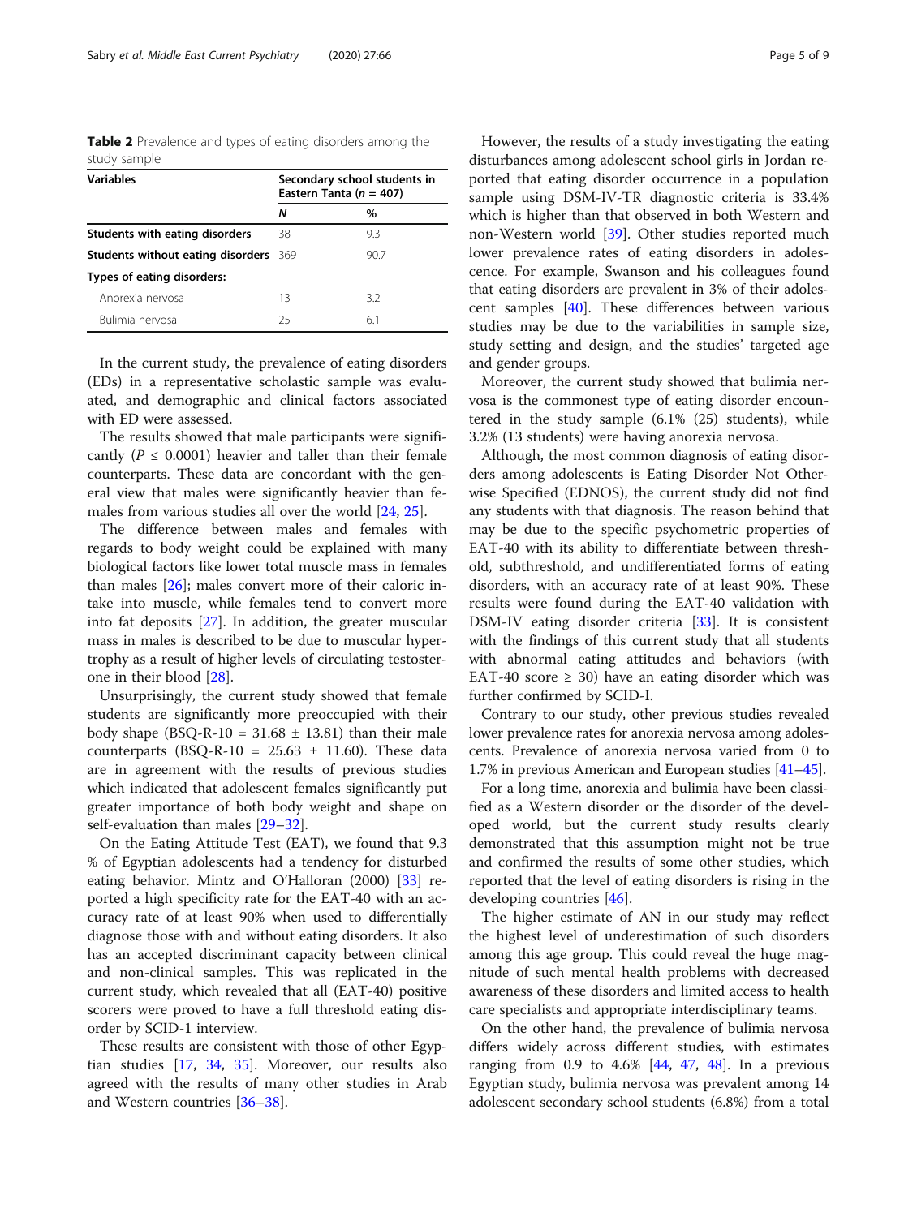**Table 2** Prevalence and types of eating disorders among the study sample

| Variables | Secondary school students in Eastern Tanta (*n* = 407) | |
|---|---|---|
| | *N* | % |
| **Students with eating disorders** | 38 | 9.3 |
| **Students without eating disorders** | 369 | 90.7 |
| **Types of eating disorders:** | | |
| Anorexia nervosa | 13 | 3.2 |
| Bulimia nervosa | 25 | 6.1 |

In the current study, the prevalence of eating disorders (EDs) in a representative scholastic sample was evaluated, and demographic and clinical factors associated with ED were assessed.

The results showed that male participants were significantly ($P \leq 0.0001$) heavier and taller than their female counterparts. These data are concordant with the general view that males were significantly heavier than females from various studies all over the world [24, 25].

The difference between males and females with regards to body weight could be explained with many biological factors like lower total muscle mass in females than males [26]; males convert more of their caloric intake into muscle, while females tend to convert more into fat deposits [27]. In addition, the greater muscular mass in males is described to be due to muscular hypertrophy as a result of higher levels of circulating testosterone in their blood [28].

Unsurprisingly, the current study showed that female students are significantly more preoccupied with their body shape (BSQ-R-10 = 31.68 ± 13.81) than their male counterparts (BSQ-R-10 = 25.63 ± 11.60). These data are in agreement with the results of previous studies which indicated that adolescent females significantly put greater importance of both body weight and shape on self-evaluation than males [29–32].

On the Eating Attitude Test (EAT), we found that 9.3 % of Egyptian adolescents had a tendency for disturbed eating behavior. Mintz and O'Halloran (2000) [33] reported a high specificity rate for the EAT-40 with an accuracy rate of at least 90% when used to differentially diagnose those with and without eating disorders. It also has an accepted discriminant capacity between clinical and non-clinical samples. This was replicated in the current study, which revealed that all (EAT-40) positive scorers were proved to have a full threshold eating disorder by SCID-1 interview.

These results are consistent with those of other Egyptian studies [17, 34, 35]. Moreover, our results also agreed with the results of many other studies in Arab and Western countries [36–38].

However, the results of a study investigating the eating disturbances among adolescent school girls in Jordan reported that eating disorder occurrence in a population sample using DSM-IV-TR diagnostic criteria is 33.4% which is higher than that observed in both Western and non-Western world [39]. Other studies reported much lower prevalence rates of eating disorders in adolescence. For example, Swanson and his colleagues found that eating disorders are prevalent in 3% of their adolescent samples [40]. These differences between various studies may be due to the variabilities in sample size, study setting and design, and the studies' targeted age and gender groups.

Moreover, the current study showed that bulimia nervosa is the commonest type of eating disorder encountered in the study sample (6.1% (25) students), while 3.2% (13 students) were having anorexia nervosa.

Although, the most common diagnosis of eating disorders among adolescents is Eating Disorder Not Otherwise Specified (EDNOS), the current study did not find any students with that diagnosis. The reason behind that may be due to the specific psychometric properties of EAT-40 with its ability to differentiate between threshold, subthreshold, and undifferentiated forms of eating disorders, with an accuracy rate of at least 90%. These results were found during the EAT-40 validation with DSM-IV eating disorder criteria [33]. It is consistent with the findings of this current study that all students with abnormal eating attitudes and behaviors (with EAT-40 score ≥ 30) have an eating disorder which was further confirmed by SCID-I.

Contrary to our study, other previous studies revealed lower prevalence rates for anorexia nervosa among adolescents. Prevalence of anorexia nervosa varied from 0 to 1.7% in previous American and European studies [41–45].

For a long time, anorexia and bulimia have been classified as a Western disorder or the disorder of the developed world, but the current study results clearly demonstrated that this assumption might not be true and confirmed the results of some other studies, which reported that the level of eating disorders is rising in the developing countries [46].

The higher estimate of AN in our study may reflect the highest level of underestimation of such disorders among this age group. This could reveal the huge magnitude of such mental health problems with decreased awareness of these disorders and limited access to health care specialists and appropriate interdisciplinary teams.

On the other hand, the prevalence of bulimia nervosa differs widely across different studies, with estimates ranging from 0.9 to 4.6% [44, 47, 48]. In a previous Egyptian study, bulimia nervosa was prevalent among 14 adolescent secondary school students (6.8%) from a total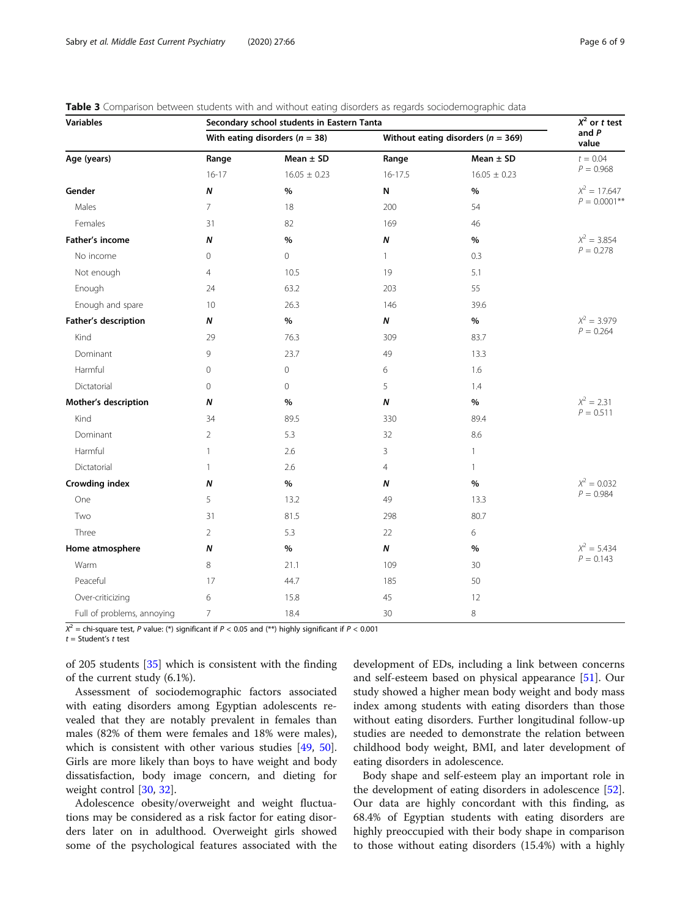**Table 3** Comparison between students with and without eating disorders as regards sociodemographic data

| Variables | Secondary school students in Eastern Tanta | | | | $X^2$ or *t* test and *P* value |
|---|---|---|---|---|---|
| | With eating disorders (*n* = 38) | | Without eating disorders (*n* = 369) | | |
| **Age (years)** | Range | Mean ± SD | Range | Mean ± SD | $t = 0.04$ $P = 0.968$ |
| | 16-17 | 16.05 ± 0.23 | 16-17.5 | 16.05 ± 0.23 | |
| **Gender** | ***N*** | **%** | **N** | **%** | $X^2 = 17.647$ $P = 0.0001$** |
| Males | 7 | 18 | 200 | 54 | |
| Females | 31 | 82 | 169 | 46 | |
| **Father's income** | ***N*** | **%** | ***N*** | **%** | $X^2 = 3.854$ $P = 0.278$ |
| No income | 0 | 0 | 1 | 0.3 | |
| Not enough | 4 | 10.5 | 19 | 5.1 | |
| Enough | 24 | 63.2 | 203 | 55 | |
| Enough and spare | 10 | 26.3 | 146 | 39.6 | |
| **Father's description** | ***N*** | **%** | ***N*** | **%** | $X^2 = 3.979$ $P = 0.264$ |
| Kind | 29 | 76.3 | 309 | 83.7 | |
| Dominant | 9 | 23.7 | 49 | 13.3 | |
| Harmful | 0 | 0 | 6 | 1.6 | |
| Dictatorial | 0 | 0 | 5 | 1.4 | |
| **Mother's description** | ***N*** | **%** | ***N*** | **%** | $X^2 = 2.31$ $P = 0.511$ |
| Kind | 34 | 89.5 | 330 | 89.4 | |
| Dominant | 2 | 5.3 | 32 | 8.6 | |
| Harmful | 1 | 2.6 | 3 | 1 | |
| Dictatorial | 1 | 2.6 | 4 | 1 | |
| **Crowding index** | ***N*** | **%** | ***N*** | **%** | $X^2 = 0.032$ $P = 0.984$ |
| One | 5 | 13.2 | 49 | 13.3 | |
| Two | 31 | 81.5 | 298 | 80.7 | |
| Three | 2 | 5.3 | 22 | 6 | |
| **Home atmosphere** | ***N*** | **%** | ***N*** | **%** | $X^2 = 5.434$ $P = 0.143$ |
| Warm | 8 | 21.1 | 109 | 30 | |
| Peaceful | 17 | 44.7 | 185 | 50 | |
| Over-criticizing | 6 | 15.8 | 45 | 12 | |
| Full of problems, annoying | 7 | 18.4 | 30 | 8 | |

$X^2$ = chi-square test, *P* value: (*) significant if $P < 0.05$ and (**) highly significant if $P < 0.001$
*t* = Student's *t* test

of 205 students [35] which is consistent with the finding of the current study (6.1%).

Assessment of sociodemographic factors associated with eating disorders among Egyptian adolescents revealed that they are notably prevalent in females than males (82% of them were females and 18% were males), which is consistent with other various studies [49, 50]. Girls are more likely than boys to have weight and body dissatisfaction, body image concern, and dieting for weight control [30, 32].

Adolescence obesity/overweight and weight fluctuations may be considered as a risk factor for eating disorders later on in adulthood. Overweight girls showed some of the psychological features associated with the development of EDs, including a link between concerns and self-esteem based on physical appearance [51]. Our study showed a higher mean body weight and body mass index among students with eating disorders than those without eating disorders. Further longitudinal follow-up studies are needed to demonstrate the relation between childhood body weight, BMI, and later development of eating disorders in adolescence.

Body shape and self-esteem play an important role in the development of eating disorders in adolescence [52]. Our data are highly concordant with this finding, as 68.4% of Egyptian students with eating disorders are highly preoccupied with their body shape in comparison to those without eating disorders (15.4%) with a highly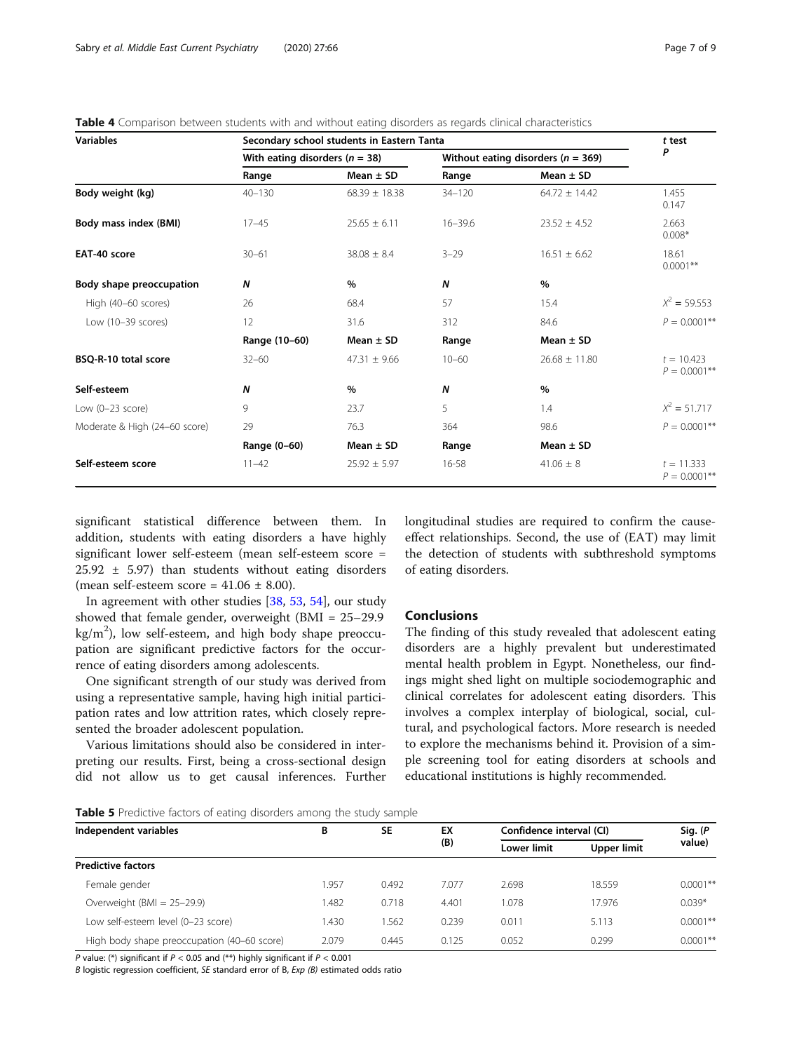**Table 4** Comparison between students with and without eating disorders as regards clinical characteristics

| Variables | Secondary school students in Eastern Tanta | | | | t test P |
|---|---|---|---|---|---|
| | With eating disorders ($n$ = 38) | | Without eating disorders ($n$ = 369) | | |
| | Range | Mean ± SD | Range | Mean ± SD | |
| **Body weight (kg)** | 40–130 | 68.39 ± 18.38 | 34–120 | 64.72 ± 14.42 | 1.455 0.147 |
| **Body mass index (BMI)** | 17–45 | 25.65 ± 6.11 | 16–39.6 | 23.52 ± 4.52 | 2.663 0.008* |
| **EAT-40 score** | 30–61 | 38.08 ± 8.4 | 3–29 | 16.51 ± 6.62 | 18.61 0.0001** |
| **Body shape preoccupation** | ***N*** | **%** | ***N*** | **%** | |
| High (40–60 scores) | 26 | 68.4 | 57 | 15.4 | $X^2$ = 59.553 |
| Low (10–39 scores) | 12 | 31.6 | 312 | 84.6 | $P$ = 0.0001** |
| | **Range (10–60)** | **Mean ± SD** | **Range** | **Mean ± SD** | |
| **BSQ-R-10 total score** | 32–60 | 47.31 ± 9.66 | 10–60 | 26.68 ± 11.80 | $t$ = 10.423 $P$ = 0.0001** |
| **Self-esteem** | ***N*** | **%** | ***N*** | **%** | |
| Low (0–23 score) | 9 | 23.7 | 5 | 1.4 | $X^2$ = 51.717 |
| Moderate & High (24–60 score) | 29 | 76.3 | 364 | 98.6 | $P$ = 0.0001** |
| | **Range (0–60)** | **Mean ± SD** | **Range** | **Mean ± SD** | |
| **Self-esteem score** | 11–42 | 25.92 ± 5.97 | 16-58 | 41.06 ± 8 | $t$ = 11.333 $P$ = 0.0001** |

significant statistical difference between them. In addition, students with eating disorders a have highly significant lower self-esteem (mean self-esteem score = 25.92 ± 5.97) than students without eating disorders (mean self-esteem score = 41.06 ± 8.00).

In agreement with other studies [38, 53, 54], our study showed that female gender, overweight (BMI = 25–29.9 kg/m$^2$), low self-esteem, and high body shape preoccupation are significant predictive factors for the occurrence of eating disorders among adolescents.

One significant strength of our study was derived from using a representative sample, having high initial participation rates and low attrition rates, which closely represented the broader adolescent population.

Various limitations should also be considered in interpreting our results. First, being a cross-sectional design did not allow us to get causal inferences. Further longitudinal studies are required to confirm the cause-effect relationships. Second, the use of (EAT) may limit the detection of students with subthreshold symptoms of eating disorders.

## Conclusions

The finding of this study revealed that adolescent eating disorders are a highly prevalent but underestimated mental health problem in Egypt. Nonetheless, our findings might shed light on multiple sociodemographic and clinical correlates for adolescent eating disorders. This involves a complex interplay of biological, social, cultural, and psychological factors. More research is needed to explore the mechanisms behind it. Provision of a simple screening tool for eating disorders at schools and educational institutions is highly recommended.

**Table 5** Predictive factors of eating disorders among the study sample

| Independent variables | B | SE | EX (B) | Confidence interval (CI) | | Sig. (P value) |
|---|---|---|---|---|---|---|
| | | | | Lower limit | Upper limit | |
| **Predictive factors** | | | | | | |
| Female gender | 1.957 | 0.492 | 7.077 | 2.698 | 18.559 | 0.0001** |
| Overweight (BMI = 25–29.9) | 1.482 | 0.718 | 4.401 | 1.078 | 17.976 | 0.039* |
| Low self-esteem level (0–23 score) | 1.430 | 1.562 | 0.239 | 0.011 | 5.113 | 0.0001** |
| High body shape preoccupation (40–60 score) | 2.079 | 0.445 | 0.125 | 0.052 | 0.299 | 0.0001** |

$P$ value: (*) significant if $P < 0.05$ and (**) highly significant if $P < 0.001$

*B* logistic regression coefficient, *SE* standard error of B, *Exp (B)* estimated odds ratio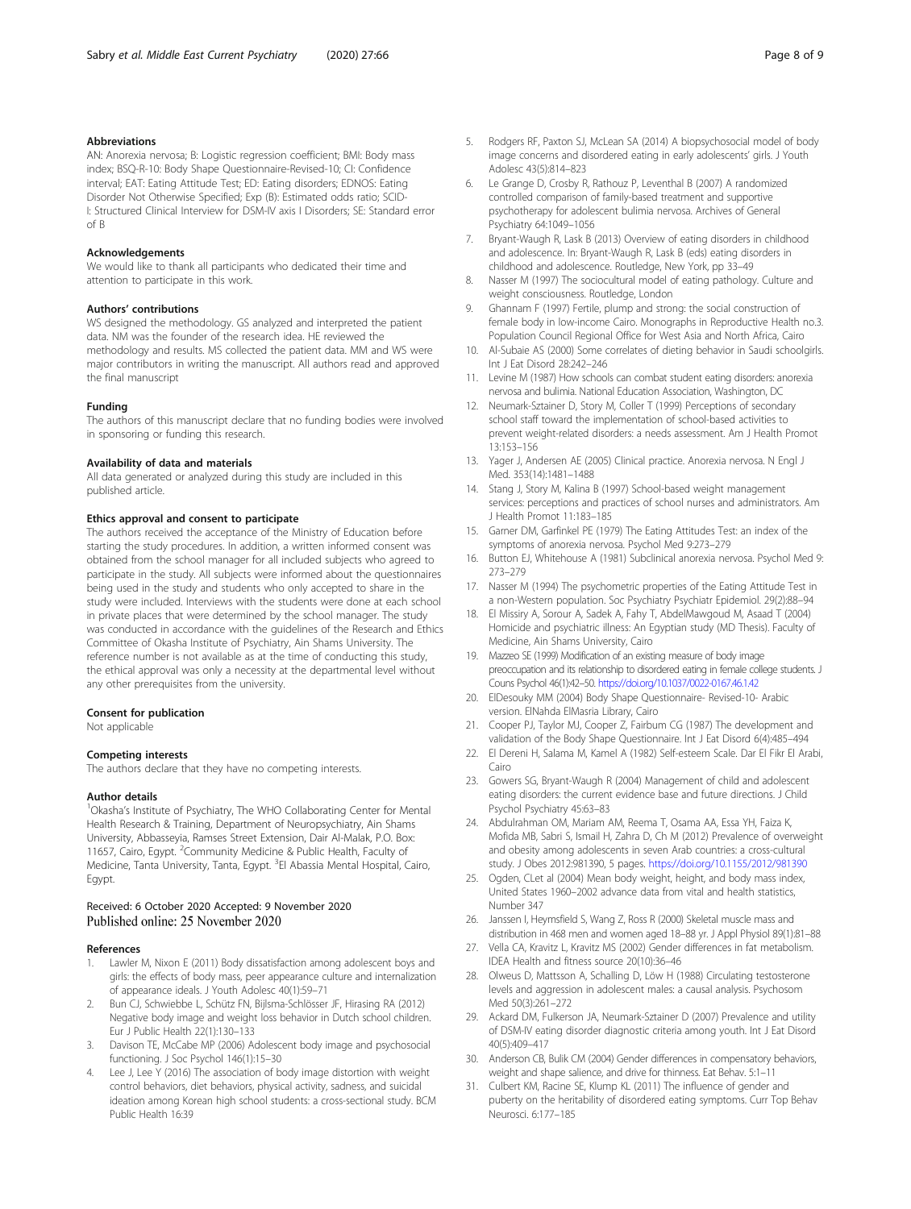### Abbreviations

AN: Anorexia nervosa; B: Logistic regression coefficient; BMI: Body mass index; BSQ-R-10: Body Shape Questionnaire-Revised-10; CI: Confidence interval; EAT: Eating Attitude Test; ED: Eating disorders; EDNOS: Eating Disorder Not Otherwise Specified; Exp (B): Estimated odds ratio; SCID-I: Structured Clinical Interview for DSM-IV axis I Disorders; SE: Standard error of B

### Acknowledgements

We would like to thank all participants who dedicated their time and attention to participate in this work.

### Authors' contributions

WS designed the methodology. GS analyzed and interpreted the patient data. NM was the founder of the research idea. HE reviewed the methodology and results. MS collected the patient data. MM and WS were major contributors in writing the manuscript. All authors read and approved the final manuscript

### Funding

The authors of this manuscript declare that no funding bodies were involved in sponsoring or funding this research.

### Availability of data and materials

All data generated or analyzed during this study are included in this published article.

### Ethics approval and consent to participate

The authors received the acceptance of the Ministry of Education before starting the study procedures. In addition, a written informed consent was obtained from the school manager for all included subjects who agreed to participate in the study. All subjects were informed about the questionnaires being used in the study and students who only accepted to share in the study were included. Interviews with the students were done at each school in private places that were determined by the school manager. The study was conducted in accordance with the guidelines of the Research and Ethics Committee of Okasha Institute of Psychiatry, Ain Shams University. The reference number is not available as at the time of conducting this study, the ethical approval was only a necessity at the departmental level without any other prerequisites from the university.

### Consent for publication

Not applicable

### Competing interests

The authors declare that they have no competing interests.

### Author details

[1]Okasha's Institute of Psychiatry, The WHO Collaborating Center for Mental Health Research & Training, Department of Neuropsychiatry, Ain Shams University, Abbasseyia, Ramses Street Extension, Dair Al-Malak, P.O. Box: 11657, Cairo, Egypt. [2]Community Medicine & Public Health, Faculty of Medicine, Tanta University, Tanta, Egypt. [3]El Abassia Mental Hospital, Cairo, Egypt.

Received: 6 October 2020 Accepted: 9 November 2020
Published online: 25 November 2020

### References

1. Lawler M, Nixon E (2011) Body dissatisfaction among adolescent boys and girls: the effects of body mass, peer appearance culture and internalization of appearance ideals. J Youth Adolesc 40(1):59–71
2. Bun CJ, Schwiebbe L, Schütz FN, Bijlsma-Schlösser JF, Hirasing RA (2012) Negative body image and weight loss behavior in Dutch school children. Eur J Public Health 22(1):130–133
3. Davison TE, McCabe MP (2006) Adolescent body image and psychosocial functioning. J Soc Psychol 146(1):15–30
4. Lee J, Lee Y (2016) The association of body image distortion with weight control behaviors, diet behaviors, physical activity, sadness, and suicidal ideation among Korean high school students: a cross-sectional study. BCM Public Health 16:39
5. Rodgers RF, Paxton SJ, McLean SA (2014) A biopsychosocial model of body image concerns and disordered eating in early adolescents' girls. J Youth Adolesc 43(5):814–823
6. Le Grange D, Crosby R, Rathouz P, Leventhal B (2007) A randomized controlled comparison of family-based treatment and supportive psychotherapy for adolescent bulimia nervosa. Archives of General Psychiatry 64:1049–1056
7. Bryant-Waugh R, Lask B (2013) Overview of eating disorders in childhood and adolescence. In: Bryant-Waugh R, Lask B (eds) eating disorders in childhood and adolescence. Routledge, New York, pp 33–49
8. Nasser M (1997) The sociocultural model of eating pathology. Culture and weight consciousness. Routledge, London
9. Ghannam F (1997) Fertile, plump and strong: the social construction of female body in low-income Cairo. Monographs in Reproductive Health no.3. Population Council Regional Office for West Asia and North Africa, Cairo
10. Al-Subaie AS (2000) Some correlates of dieting behavior in Saudi schoolgirls. Int J Eat Disord 28:242–246
11. Levine M (1987) How schools can combat student eating disorders: anorexia nervosa and bulimia. National Education Association, Washington, DC
12. Neumark-Sztainer D, Story M, Coller T (1999) Perceptions of secondary school staff toward the implementation of school-based activities to prevent weight-related disorders: a needs assessment. Am J Health Promot 13:153–156
13. Yager J, Andersen AE (2005) Clinical practice. Anorexia nervosa. N Engl J Med. 353(14):1481–1488
14. Stang J, Story M, Kalina B (1997) School-based weight management services: perceptions and practices of school nurses and administrators. Am J Health Promot 11:183–185
15. Garner DM, Garfinkel PE (1979) The Eating Attitudes Test: an index of the symptoms of anorexia nervosa. Psychol Med 9:273–279
16. Button EJ, Whitehouse A (1981) Subclinical anorexia nervosa. Psychol Med 9: 273–279
17. Nasser M (1994) The psychometric properties of the Eating Attitude Test in a non-Western population. Soc Psychiatry Psychiatr Epidemiol. 29(2):88–94
18. El Missiry A, Sorour A, Sadek A, Fahy T, AbdelMawgoud M, Asaad T (2004) Homicide and psychiatric illness: An Egyptian study (MD Thesis). Faculty of Medicine, Ain Shams University, Cairo
19. Mazzeo SE (1999) Modification of an existing measure of body image preoccupation and its relationship to disordered eating in female college students. J Couns Psychol 46(1):42–50. https://doi.org/10.1037/0022-0167.46.1.42
20. ElDesouky MM (2004) Body Shape Questionnaire- Revised-10- Arabic version. ElNahda ElMasria Library, Cairo
21. Cooper PJ, Taylor MJ, Cooper Z, Fairburn CG (1987) The development and validation of the Body Shape Questionnaire. Int J Eat Disord 6(4):485–494
22. El Dereni H, Salama M, Kamel A (1982) Self-esteem Scale. Dar El Fikr El Arabi, Cairo
23. Gowers SG, Bryant-Waugh R (2004) Management of child and adolescent eating disorders: the current evidence base and future directions. J Child Psychol Psychiatry 45:63–83
24. Abdulrahman OM, Mariam AM, Reema T, Osama AA, Essa YH, Faiza K, Mofida MB, Sabri S, Ismail H, Zahra D, Ch M (2012) Prevalence of overweight and obesity among adolescents in seven Arab countries: a cross-cultural study. J Obes 2012:981390, 5 pages. https://doi.org/10.1155/2012/981390
25. Ogden, CLet al (2004) Mean body weight, height, and body mass index, United States 1960–2002 advance data from vital and health statistics, Number 347
26. Janssen I, Heymsfield S, Wang Z, Ross R (2000) Skeletal muscle mass and distribution in 468 men and women aged 18–88 yr. J Appl Physiol 89(1):81–88
27. Vella CA, Kravitz L, Kravitz MS (2002) Gender differences in fat metabolism. IDEA Health and fitness source 20(10):36–46
28. Olweus D, Mattsson A, Schalling D, Löw H (1988) Circulating testosterone levels and aggression in adolescent males: a causal analysis. Psychosom Med 50(3):261–272
29. Ackard DM, Fulkerson JA, Neumark-Sztainer D (2007) Prevalence and utility of DSM-IV eating disorder diagnostic criteria among youth. Int J Eat Disord 40(5):409–417
30. Anderson CB, Bulik CM (2004) Gender differences in compensatory behaviors, weight and shape salience, and drive for thinness. Eat Behav. 5:1–11
31. Culbert KM, Racine SE, Klump KL (2011) The influence of gender and puberty on the heritability of disordered eating symptoms. Curr Top Behav Neurosci. 6:177–185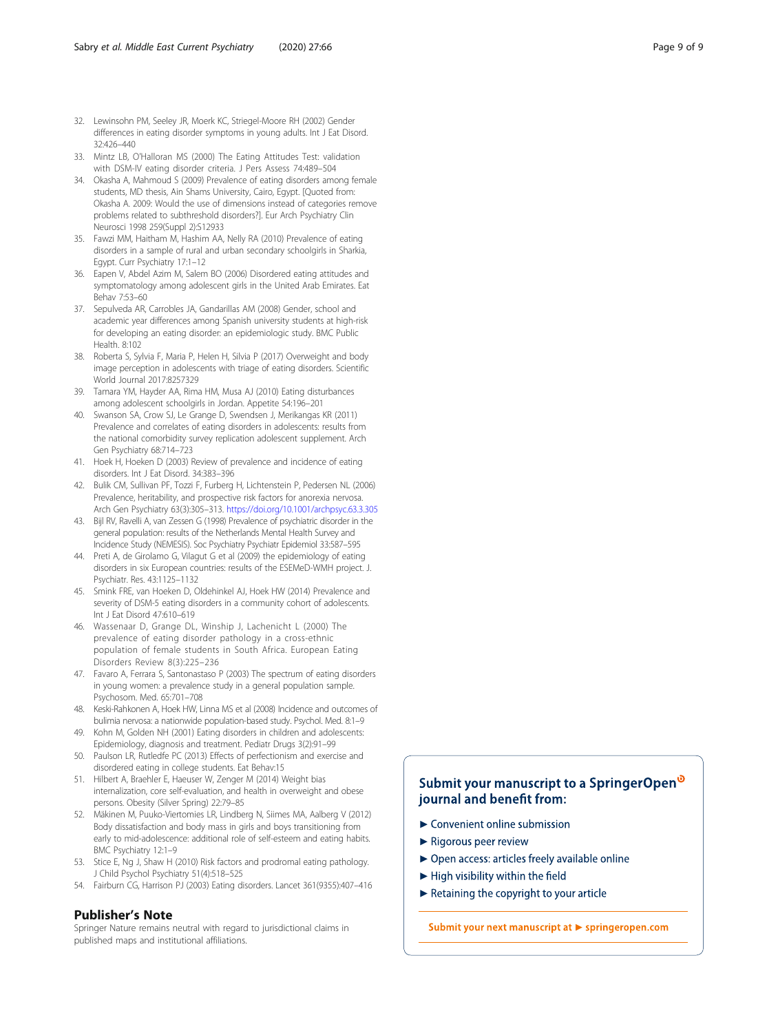32. Lewinsohn PM, Seeley JR, Moerk KC, Striegel-Moore RH (2002) Gender differences in eating disorder symptoms in young adults. Int J Eat Disord. 32:426–440
33. Mintz LB, O'Halloran MS (2000) The Eating Attitudes Test: validation with DSM-IV eating disorder criteria. J Pers Assess 74:489–504
34. Okasha A, Mahmoud S (2009) Prevalence of eating disorders among female students, MD thesis, Ain Shams University, Cairo, Egypt. [Quoted from: Okasha A. 2009: Would the use of dimensions instead of categories remove problems related to subthreshold disorders?]. Eur Arch Psychiatry Clin Neurosci 1998 259(Suppl 2):S12933
35. Fawzi MM, Haitham M, Hashim AA, Nelly RA (2010) Prevalence of eating disorders in a sample of rural and urban secondary schoolgirls in Sharkia, Egypt. Curr Psychiatry 17:1–12
36. Eapen V, Abdel Azim M, Salem BO (2006) Disordered eating attitudes and symptomatology among adolescent girls in the United Arab Emirates. Eat Behav 7:53–60
37. Sepulveda AR, Carrobles JA, Gandarillas AM (2008) Gender, school and academic year differences among Spanish university students at high-risk for developing an eating disorder: an epidemiologic study. BMC Public Health. 8:102
38. Roberta S, Sylvia F, Maria P, Helen H, Silvia P (2017) Overweight and body image perception in adolescents with triage of eating disorders. Scientific World Journal 2017:8257329
39. Tamara YM, Hayder AA, Rima HM, Musa AJ (2010) Eating disturbances among adolescent schoolgirls in Jordan. Appetite 54:196–201
40. Swanson SA, Crow SJ, Le Grange D, Swendsen J, Merikangas KR (2011) Prevalence and correlates of eating disorders in adolescents: results from the national comorbidity survey replication adolescent supplement. Arch Gen Psychiatry 68:714–723
41. Hoek H, Hoeken D (2003) Review of prevalence and incidence of eating disorders. Int J Eat Disord. 34:383–396
42. Bulik CM, Sullivan PF, Tozzi F, Furberg H, Lichtenstein P, Pedersen NL (2006) Prevalence, heritability, and prospective risk factors for anorexia nervosa. Arch Gen Psychiatry 63(3):305–313. https://doi.org/10.1001/archpsyc.63.3.305
43. Bijl RV, Ravelli A, van Zessen G (1998) Prevalence of psychiatric disorder in the general population: results of the Netherlands Mental Health Survey and Incidence Study (NEMESIS). Soc Psychiatry Psychiatr Epidemiol 33:587–595
44. Preti A, de Girolamo G, Vilagut G et al (2009) the epidemiology of eating disorders in six European countries: results of the ESEMeD-WMH project. J. Psychiatr. Res. 43:1125–1132
45. Smink FRE, van Hoeken D, Oldehinkel AJ, Hoek HW (2014) Prevalence and severity of DSM-5 eating disorders in a community cohort of adolescents. Int J Eat Disord 47:610–619
46. Wassenaar D, Grange DL, Winship J, Lachenicht L (2000) The prevalence of eating disorder pathology in a cross-ethnic population of female students in South Africa. European Eating Disorders Review 8(3):225–236
47. Favaro A, Ferrara S, Santonastaso P (2003) The spectrum of eating disorders in young women: a prevalence study in a general population sample. Psychosom. Med. 65:701–708
48. Keski-Rahkonen A, Hoek HW, Linna MS et al (2008) Incidence and outcomes of bulimia nervosa: a nationwide population-based study. Psychol. Med. 8:1–9
49. Kohn M, Golden NH (2001) Eating disorders in children and adolescents: Epidemiology, diagnosis and treatment. Pediatr Drugs 3(2):91–99
50. Paulson LR, Rutledfe PC (2013) Effects of perfectionism and exercise and disordered eating in college students. Eat Behav:15
51. Hilbert A, Braehler E, Haeuser W, Zenger M (2014) Weight bias internalization, core self-evaluation, and health in overweight and obese persons. Obesity (Silver Spring) 22:79–85
52. Mäkinen M, Puuko-Viertomies LR, Lindberg N, Siimes MA, Aalberg V (2012) Body dissatisfaction and body mass in girls and boys transitioning from early to mid-adolescence: additional role of self-esteem and eating habits. BMC Psychiatry 12:1–9
53. Stice E, Ng J, Shaw H (2010) Risk factors and prodromal eating pathology. J Child Psychol Psychiatry 51(4):518–525
54. Fairburn CG, Harrison PJ (2003) Eating disorders. Lancet 361(9355):407–416

## Publisher's Note

Springer Nature remains neutral with regard to jurisdictional claims in published maps and institutional affiliations.

**Submit your manuscript to a SpringerOpen journal and benefit from:**

- ► Convenient online submission
- ► Rigorous peer review
- ► Open access: articles freely available online
- ► High visibility within the field
- ► Retaining the copyright to your article

**Submit your next manuscript at ► springeropen.com**